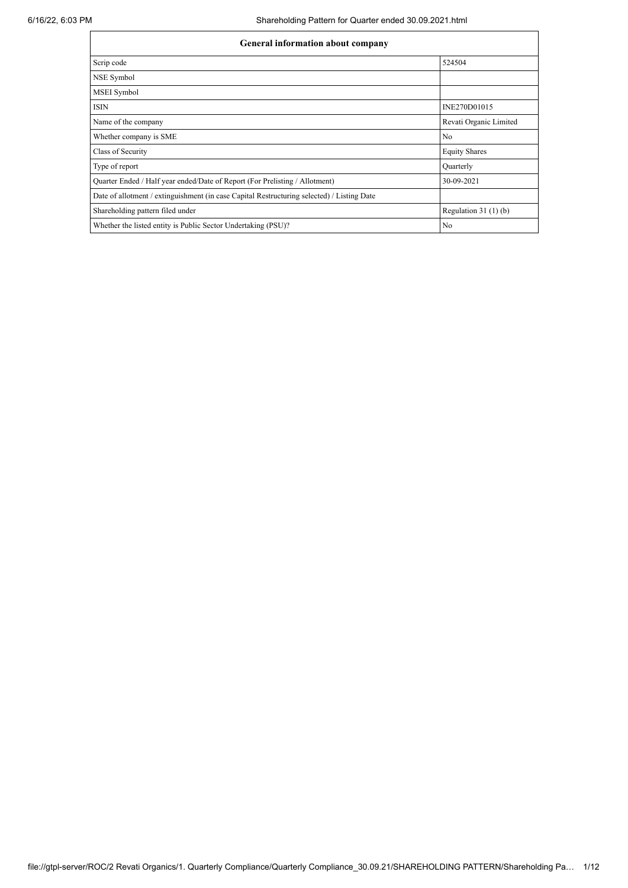| General information about company | |
| --- | --- |
| Scrip code | 524504 |
| NSE Symbol | |
| MSEI Symbol | |
| ISIN | INE270D01015 |
| Name of the company | Revati Organic Limited |
| Whether company is SME | No |
| Class of Security | Equity Shares |
| Type of report | Quarterly |
| Quarter Ended / Half year ended/Date of Report (For Prelisting / Allotment) | 30-09-2021 |
| Date of allotment / extinguishment (in case Capital Restructuring selected) / Listing Date | |
| Shareholding pattern filed under | Regulation 31 (1) (b) |
| Whether the listed entity is Public Sector Undertaking (PSU)? | No |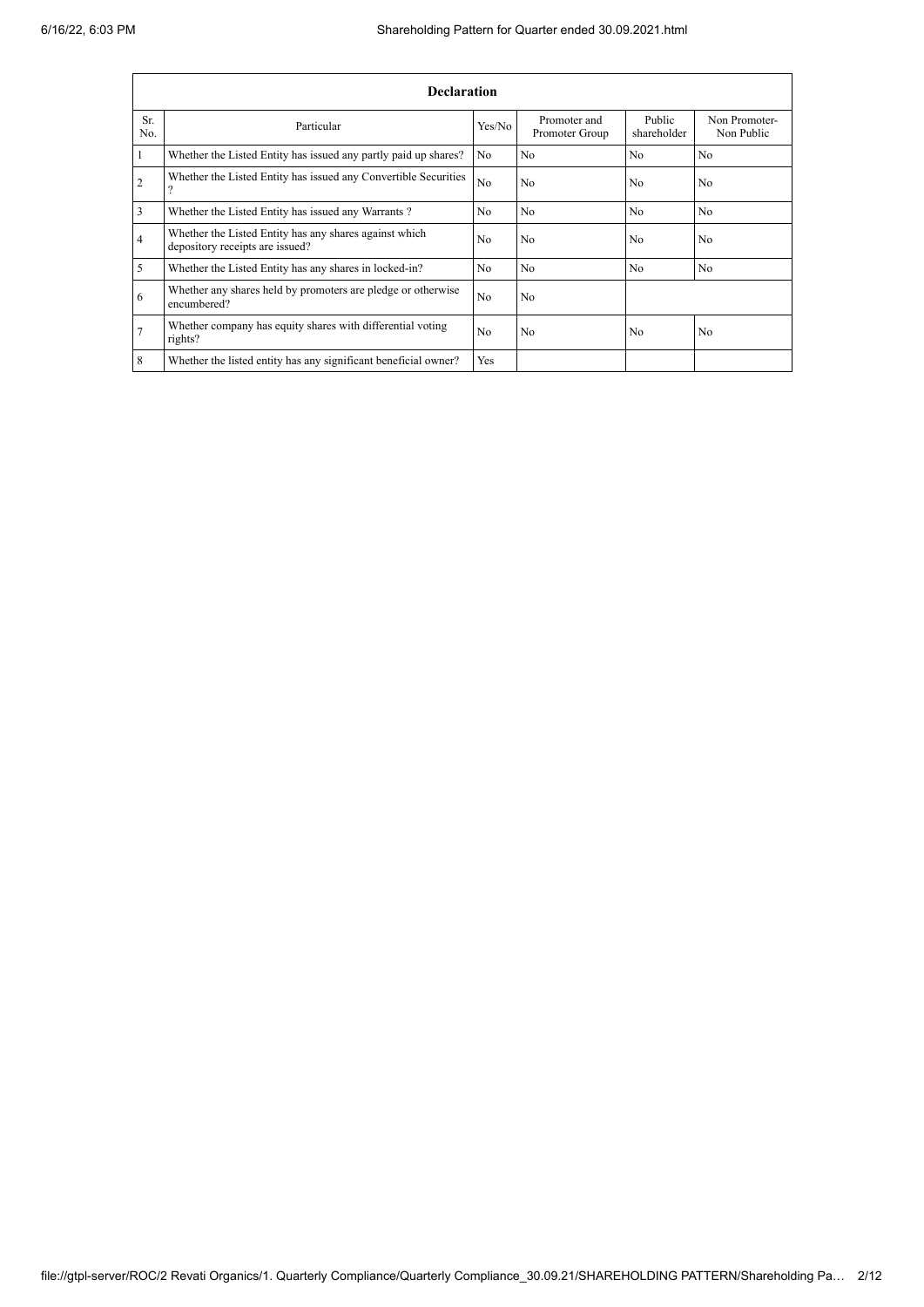| Declaration | | | | | |
|---|---|---|---|---|---|
| Sr. No. | Particular | Yes/No | Promoter and Promoter Group | Public shareholder | Non Promoter- Non Public |
| 1 | Whether the Listed Entity has issued any partly paid up shares? | No | No | No | No |
| 2 | Whether the Listed Entity has issued any Convertible Securities ? | No | No | No | No |
| 3 | Whether the Listed Entity has issued any Warrants ? | No | No | No | No |
| 4 | Whether the Listed Entity has any shares against which depository receipts are issued? | No | No | No | No |
| 5 | Whether the Listed Entity has any shares in locked-in? | No | No | No | No |
| 6 | Whether any shares held by promoters are pledge or otherwise encumbered? | No | No | | |
| 7 | Whether company has equity shares with differential voting rights? | No | No | No | No |
| 8 | Whether the listed entity has any significant beneficial owner? | Yes | | | |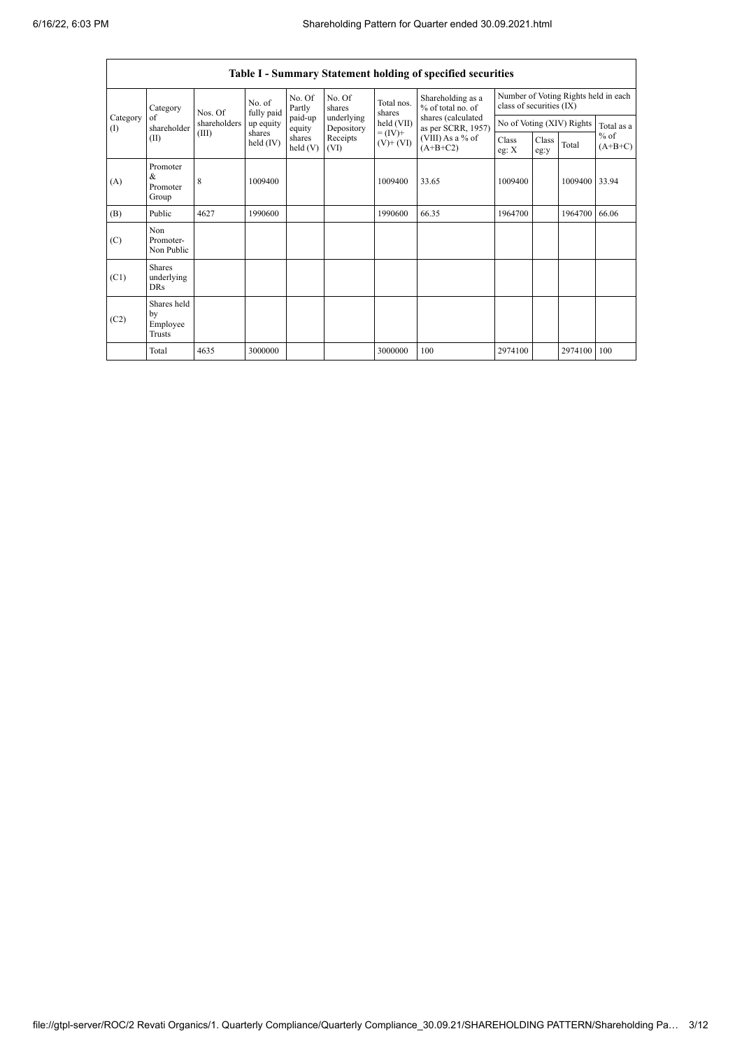| Table I - Summary Statement holding of specified securities | | | | | | | | | | | | |
|---|---|---|---|---|---|---|---|---|---|---|---|---|
| Category (I) | Category of shareholder (II) | Nos. Of shareholders (III) | No. of fully paid up equity shares held (IV) | No. Of Partly paid-up equity shares held (V) | No. Of shares underlying Depository Receipts (VI) | Total nos. shares held (VII) = (IV)+ (V)+ (VI) | Shareholding as a % of total no. of shares (calculated as per SCRR, 1957) (VIII) As a % of (A+B+C2) | Number of Voting Rights held in each class of securities (IX) | | | |
| | | | | | | | | No of Voting (XIV) Rights | | | Total as a % of (A+B+C) |
| | | | | | | | | Class eg: X | Class eg:y | Total | |
| (A) | Promoter & Promoter Group | 8 | 1009400 | | | 1009400 | 33.65 | 1009400 | | 1009400 | 33.94 |
| (B) | Public | 4627 | 1990600 | | | 1990600 | 66.35 | 1964700 | | 1964700 | 66.06 |
| (C) | Non Promoter- Non Public | | | | | | | | | | |
| (C1) | Shares underlying DRs | | | | | | | | | | |
| (C2) | Shares held by Employee Trusts | | | | | | | | | | |
| | Total | 4635 | 3000000 | | | 3000000 | 100 | 2974100 | | 2974100 | 100 |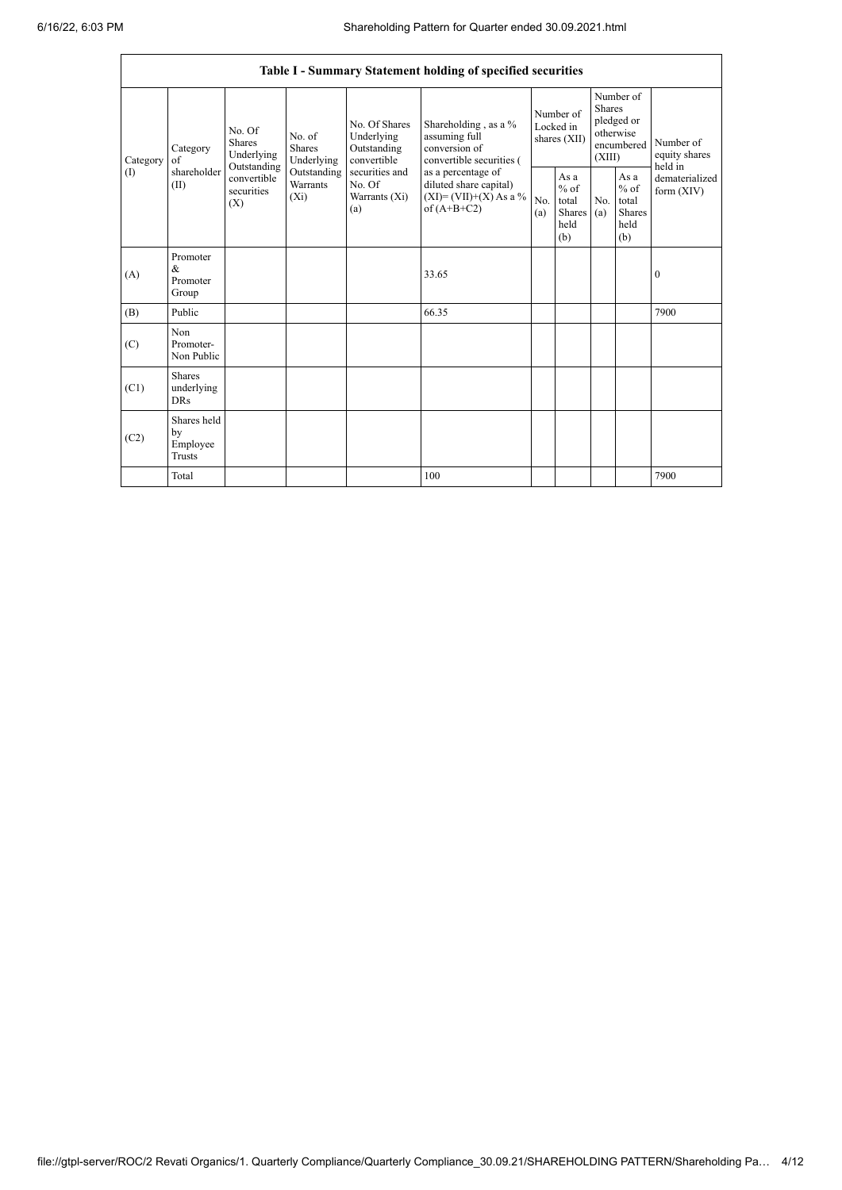| Table I - Summary Statement holding of specified securities | | | | | | | | | | | |
|---|---|---|---|---|---|---|---|---|---|---|---|
| Category (I) | Category of shareholder (II) | No. Of Shares Underlying Outstanding convertible securities (X) | No. of Shares Underlying Outstanding Warrants (Xi) | No. Of Shares Underlying Outstanding convertible securities and No. Of Warrants (Xi) (a) | Shareholding , as a % assuming full conversion of convertible securities ( as a percentage of diluted share capital) (XI)= (VII)+(X) As a % of (A+B+C2) | Number of Locked in shares (XII) | | Number of Shares pledged or otherwise encumbered (XIII) | | Number of equity shares held in dematerialized form (XIV) |
| | | | | | | No. (a) | As a % of total Shares held (b) | No. (a) | As a % of total Shares held (b) | |
| (A) | Promoter & Promoter Group | | | | 33.65 | | | | | 0 |
| (B) | Public | | | | 66.35 | | | | | 7900 |
| (C) | Non Promoter- Non Public | | | | | | | | | |
| (C1) | Shares underlying DRs | | | | | | | | | |
| (C2) | Shares held by Employee Trusts | | | | | | | | | |
| | Total | | | | 100 | | | | | 7900 |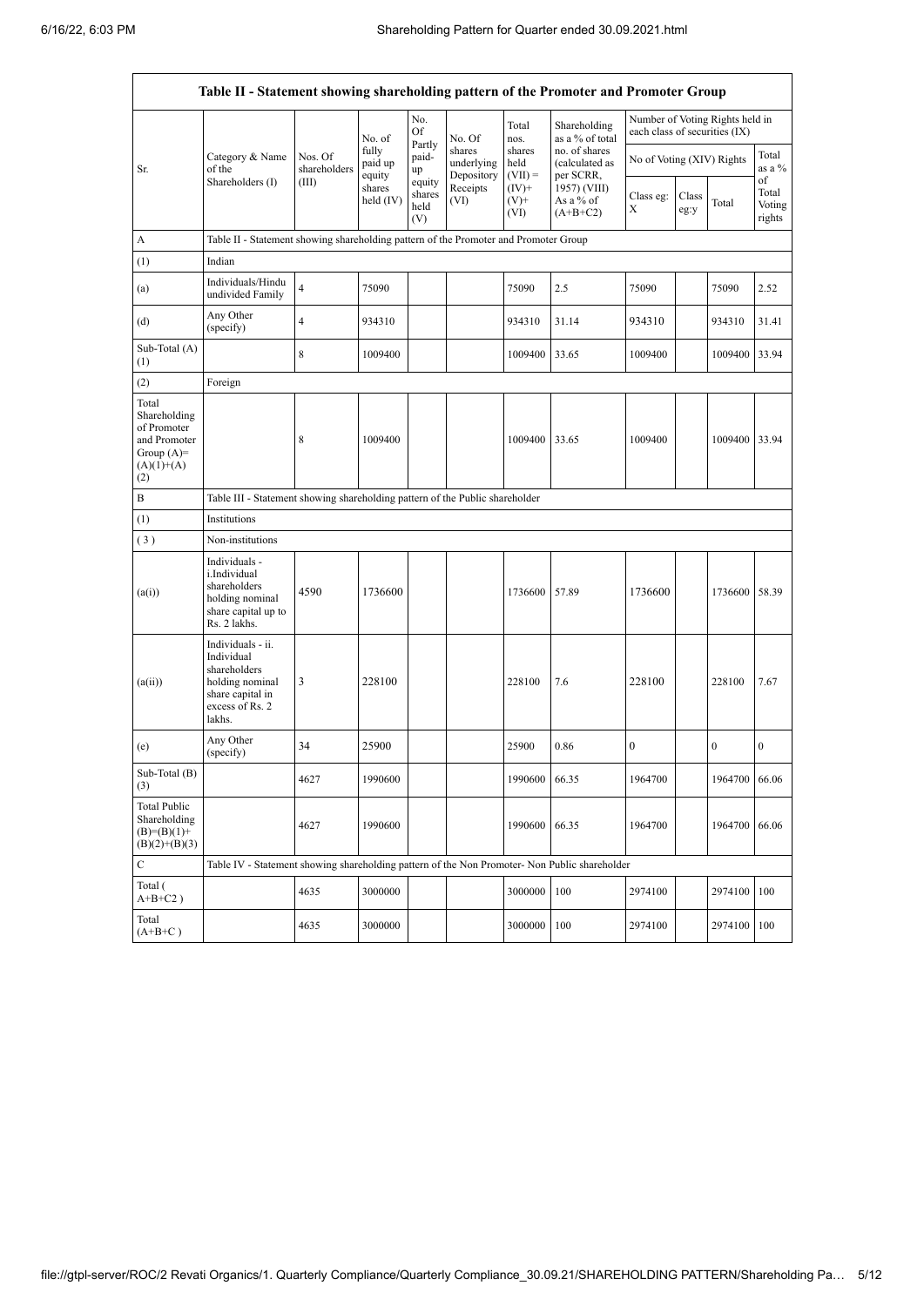| Table II - Statement showing shareholding pattern of the Promoter and Promoter Group | | | | | | | | | | | | |
|---|---|---|---|---|---|---|---|---|---|---|---|---|
| Sr. | Category & Name of the Shareholders (I) | Nos. Of shareholders (III) | No. of fully paid up equity shares held (IV) | No. Of Partly paid-up equity shares held (V) | No. Of shares underlying Depository Receipts (VI) | Total nos. shares held (VII) = (IV)+ (V)+ (VI) | Shareholding as a % of total no. of shares (calculated as per SCRR, 1957) (VIII) As a % of (A+B+C2) | Number of Voting Rights held in each class of securities (IX) | | | |
| | | | | | | | | No of Voting (XIV) Rights | | | Total as a % of Total Voting rights |
| | | | | | | | | Class eg: X | Class eg:y | Total | |
| A | Table II - Statement showing shareholding pattern of the Promoter and Promoter Group | | | | | | | | | | |
| (1) | Indian | | | | | | | | | | |
| (a) | Individuals/Hindu undivided Family | 4 | 75090 | | | 75090 | 2.5 | 75090 | | 75090 | 2.52 |
| (d) | Any Other (specify) | 4 | 934310 | | | 934310 | 31.14 | 934310 | | 934310 | 31.41 |
| Sub-Total (A) (1) | | 8 | 1009400 | | | 1009400 | 33.65 | 1009400 | | 1009400 | 33.94 |
| (2) | Foreign | | | | | | | | | | |
| Total Shareholding of Promoter and Promoter Group (A)= (A)(1)+(A)(2) | | 8 | 1009400 | | | 1009400 | 33.65 | 1009400 | | 1009400 | 33.94 |
| B | Table III - Statement showing shareholding pattern of the Public shareholder | | | | | | | | | | |
| (1) | Institutions | | | | | | | | | | |
| (3) | Non-institutions | | | | | | | | | | |
| (a(i)) | Individuals - i.Individual shareholders holding nominal share capital up to Rs. 2 lakhs. | 4590 | 1736600 | | | 1736600 | 57.89 | 1736600 | | 1736600 | 58.39 |
| (a(ii)) | Individuals - ii. Individual shareholders holding nominal share capital in excess of Rs. 2 lakhs. | 3 | 228100 | | | 228100 | 7.6 | 228100 | | 228100 | 7.67 |
| (e) | Any Other (specify) | 34 | 25900 | | | 25900 | 0.86 | 0 | | 0 | 0 |
| Sub-Total (B) (3) | | 4627 | 1990600 | | | 1990600 | 66.35 | 1964700 | | 1964700 | 66.06 |
| Total Public Shareholding (B)=(B)(1)+ (B)(2)+(B)(3) | | 4627 | 1990600 | | | 1990600 | 66.35 | 1964700 | | 1964700 | 66.06 |
| C | Table IV - Statement showing shareholding pattern of the Non Promoter- Non Public shareholder | | | | | | | | | | |
| Total ( A+B+C2 ) | | 4635 | 3000000 | | | 3000000 | 100 | 2974100 | | 2974100 | 100 |
| Total (A+B+C ) | | 4635 | 3000000 | | | 3000000 | 100 | 2974100 | | 2974100 | 100 |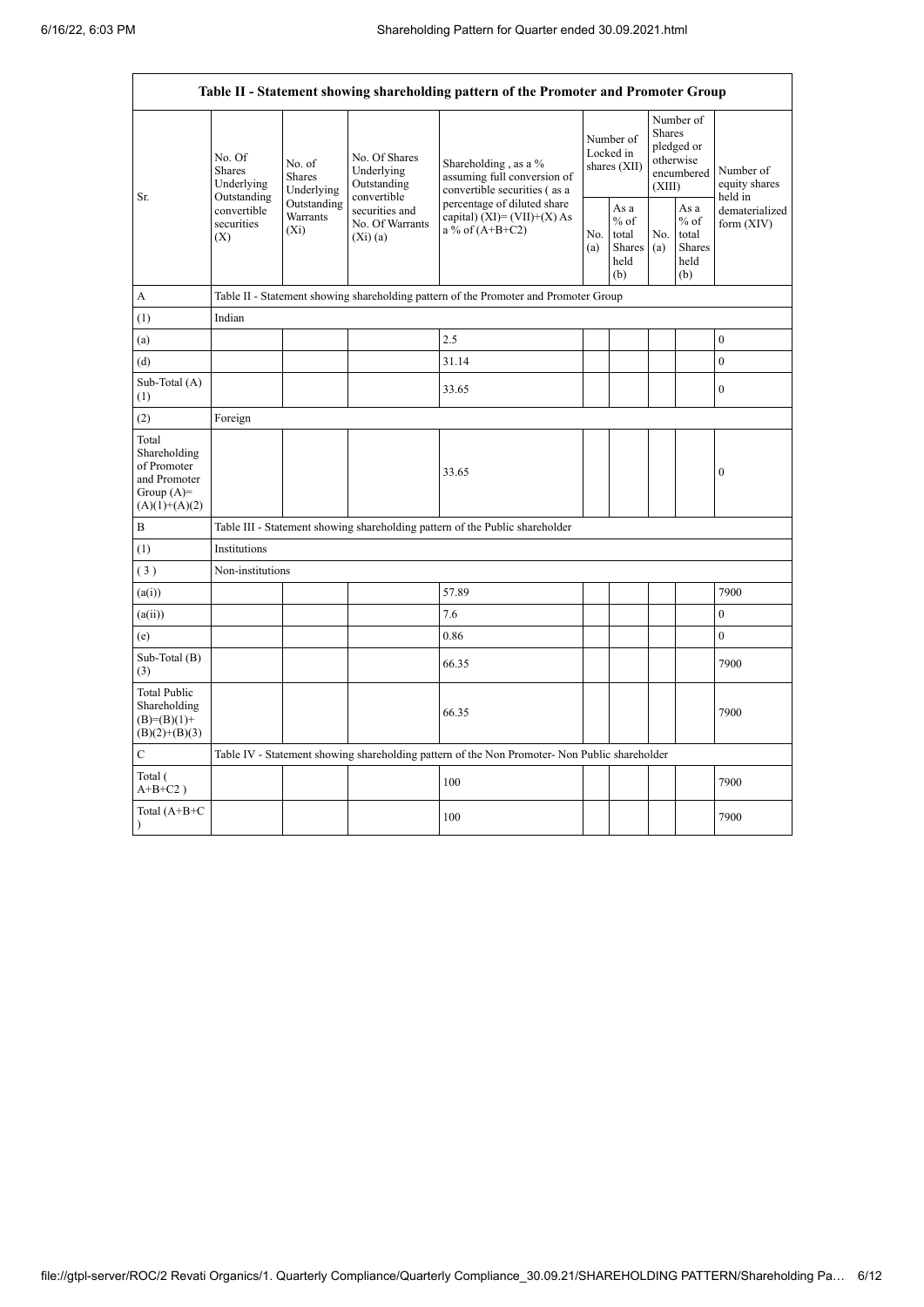| Table II - Statement showing shareholding pattern of the Promoter and Promoter Group | | | | | | | | | |
|---|---|---|---|---|---|---|---|---|---|
| Sr. | No. Of Shares Underlying Outstanding convertible securities (X) | No. of Shares Underlying Outstanding Warrants (Xi) | No. Of Shares Underlying Outstanding convertible securities and No. Of Warrants (Xi) (a) | Shareholding , as a % assuming full conversion of convertible securities ( as a percentage of diluted share capital) (XI)= (VII)+(X) As a % of (A+B+C2) | Number of Locked in shares (XII) | | Number of Shares pledged or otherwise encumbered (XIII) | | Number of equity shares held in dematerialized form (XIV) |
| | | | | | No. (a) | As a % of total Shares held (b) | No. (a) | As a % of total Shares held (b) | |
| A | Table II - Statement showing shareholding pattern of the Promoter and Promoter Group | | | | | | | | |
| (1) | Indian | | | | | | | | |
| (a) | | | | 2.5 | | | | | 0 |
| (d) | | | | 31.14 | | | | | 0 |
| Sub-Total (A) (1) | | | | 33.65 | | | | | 0 |
| (2) | Foreign | | | | | | | | |
| Total Shareholding of Promoter and Promoter Group (A)= (A)(1)+(A)(2) | | | | 33.65 | | | | | 0 |
| B | Table III - Statement showing shareholding pattern of the Public shareholder | | | | | | | | |
| (1) | Institutions | | | | | | | | |
| (3) | Non-institutions | | | | | | | | |
| (a(i)) | | | | 57.89 | | | | | 7900 |
| (a(ii)) | | | | 7.6 | | | | | 0 |
| (e) | | | | 0.86 | | | | | 0 |
| Sub-Total (B) (3) | | | | 66.35 | | | | | 7900 |
| Total Public Shareholding (B)=(B)(1)+(B)(2)+(B)(3) | | | | 66.35 | | | | | 7900 |
| C | Table IV - Statement showing shareholding pattern of the Non Promoter- Non Public shareholder | | | | | | | | |
| Total ( A+B+C2 ) | | | | 100 | | | | | 7900 |
| Total (A+B+C ) | | | | 100 | | | | | 7900 |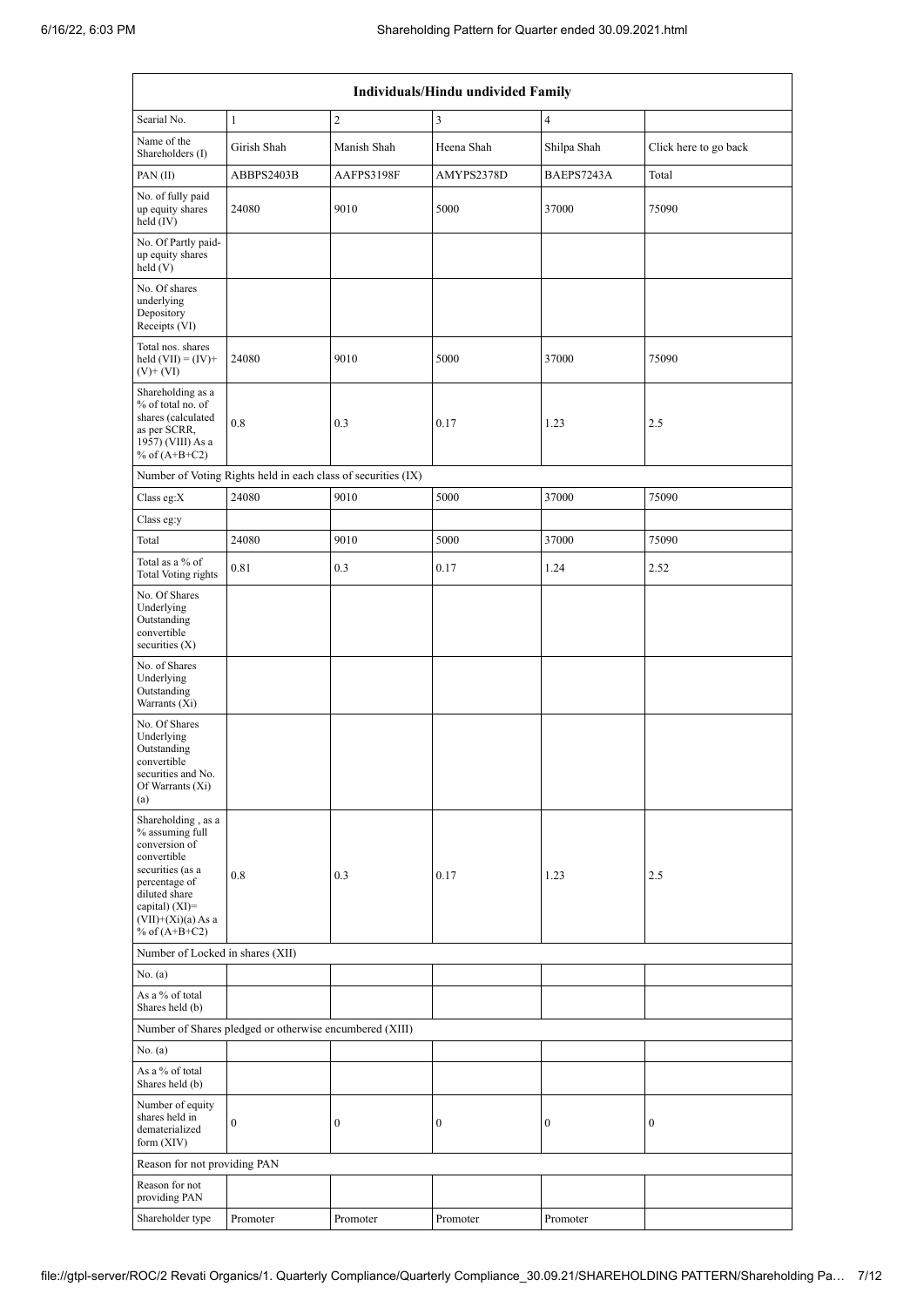| Individuals/Hindu undivided Family | | | | | |
|---|---|---|---|---|---|
| Searial No. | 1 | 2 | 3 | 4 | |
| Name of the Shareholders (I) | Girish Shah | Manish Shah | Heena Shah | Shilpa Shah | Click here to go back |
| PAN (II) | ABBPS2403B | AAFPS3198F | AMYPS2378D | BAEPS7243A | Total |
| No. of fully paid up equity shares held (IV) | 24080 | 9010 | 5000 | 37000 | 75090 |
| No. Of Partly paid-up equity shares held (V) | | | | | |
| No. Of shares underlying Depository Receipts (VI) | | | | | |
| Total nos. shares held (VII) = (IV)+(V)+ (VI) | 24080 | 9010 | 5000 | 37000 | 75090 |
| Shareholding as a % of total no. of shares (calculated as per SCRR, 1957) (VIII) As a % of (A+B+C2) | 0.8 | 0.3 | 0.17 | 1.23 | 2.5 |
| Number of Voting Rights held in each class of securities (IX) | | | | | |
| Class eg:X | 24080 | 9010 | 5000 | 37000 | 75090 |
| Class eg:y | | | | | |
| Total | 24080 | 9010 | 5000 | 37000 | 75090 |
| Total as a % of Total Voting rights | 0.81 | 0.3 | 0.17 | 1.24 | 2.52 |
| No. Of Shares Underlying Outstanding convertible securities (X) | | | | | |
| No. of Shares Underlying Outstanding Warrants (Xi) | | | | | |
| No. Of Shares Underlying Outstanding convertible securities and No. Of Warrants (Xi) (a) | | | | | |
| Shareholding , as a % assuming full conversion of convertible securities (as a percentage of diluted share capital) (XI)= (VII)+(Xi)(a) As a % of (A+B+C2) | 0.8 | 0.3 | 0.17 | 1.23 | 2.5 |
| Number of Locked in shares (XII) | | | | | |
| No. (a) | | | | | |
| As a % of total Shares held (b) | | | | | |
| Number of Shares pledged or otherwise encumbered (XIII) | | | | | |
| No. (a) | | | | | |
| As a % of total Shares held (b) | | | | | |
| Number of equity shares held in dematerialized form (XIV) | 0 | 0 | 0 | 0 | 0 |
| Reason for not providing PAN | | | | | |
| Reason for not providing PAN | | | | | |
| Shareholder type | Promoter | Promoter | Promoter | Promoter | |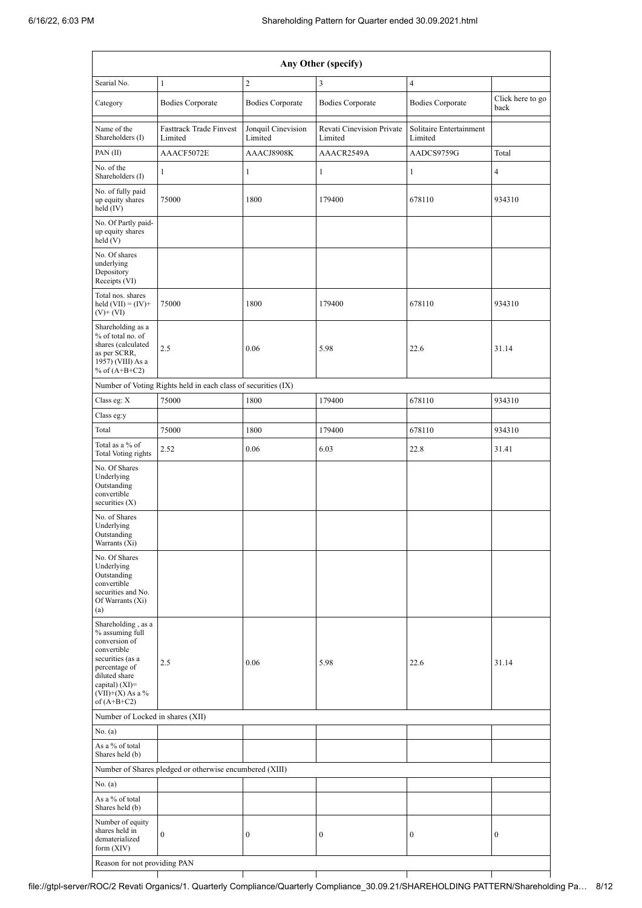| Any Other (specify) | | | | | |
|---|---|---|---|---|---|
| Searial No. | 1 | 2 | 3 | 4 | |
| Category | Bodies Corporate | Bodies Corporate | Bodies Corporate | Bodies Corporate | Click here to go back |
| Name of the Shareholders (I) | Fasttrack Trade Finvest Limited | Jonquil Cinevision Limited | Revati Cinevision Private Limited | Solitaire Entertainment Limited | |
| PAN (II) | AAACF5072E | AAACJ8908K | AAACR2549A | AADCS9759G | Total |
| No. of the Shareholders (I) | 1 | 1 | 1 | 1 | 4 |
| No. of fully paid up equity shares held (IV) | 75000 | 1800 | 179400 | 678110 | 934310 |
| No. Of Partly paid-up equity shares held (V) | | | | | |
| No. Of shares underlying Depository Receipts (VI) | | | | | |
| Total nos. shares held (VII) = (IV)+ (V)+ (VI) | 75000 | 1800 | 179400 | 678110 | 934310 |
| Shareholding as a % of total no. of shares (calculated as per SCRR, 1957) (VIII) As a % of (A+B+C2) | 2.5 | 0.06 | 5.98 | 22.6 | 31.14 |
| Number of Voting Rights held in each class of securities (IX) | | | | | |
| Class eg: X | 75000 | 1800 | 179400 | 678110 | 934310 |
| Class eg:y | | | | | |
| Total | 75000 | 1800 | 179400 | 678110 | 934310 |
| Total as a % of Total Voting rights | 2.52 | 0.06 | 6.03 | 22.8 | 31.41 |
| No. Of Shares Underlying Outstanding convertible securities (X) | | | | | |
| No. of Shares Underlying Outstanding Warrants (Xi) | | | | | |
| No. Of Shares Underlying Outstanding convertible securities and No. Of Warrants (Xi) (a) | | | | | |
| Shareholding , as a % assuming full conversion of convertible securities (as a percentage of diluted share capital) (XI)= (VII)+(X) As a % of (A+B+C2) | 2.5 | 0.06 | 5.98 | 22.6 | 31.14 |
| Number of Locked in shares (XII) | | | | | |
| No. (a) | | | | | |
| As a % of total Shares held (b) | | | | | |
| Number of Shares pledged or otherwise encumbered (XIII) | | | | | |
| No. (a) | | | | | |
| As a % of total Shares held (b) | | | | | |
| Number of equity shares held in dematerialized form (XIV) | 0 | 0 | 0 | 0 | 0 |
| Reason for not providing PAN | | | | | |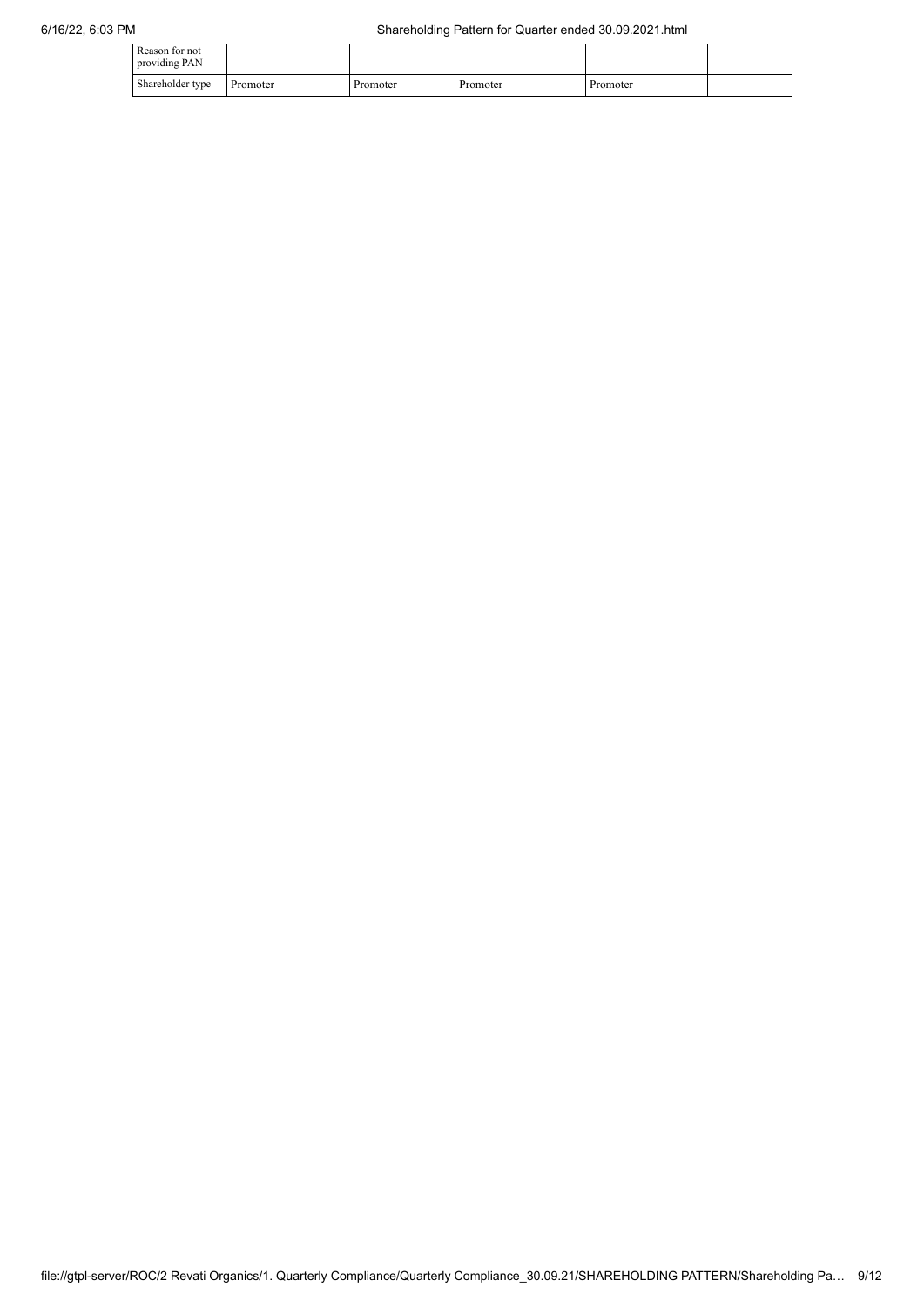| Reason for not providing PAN | | | | | |
|---|---|---|---|---|---|
| Shareholder type | Promoter | Promoter | Promoter | Promoter | |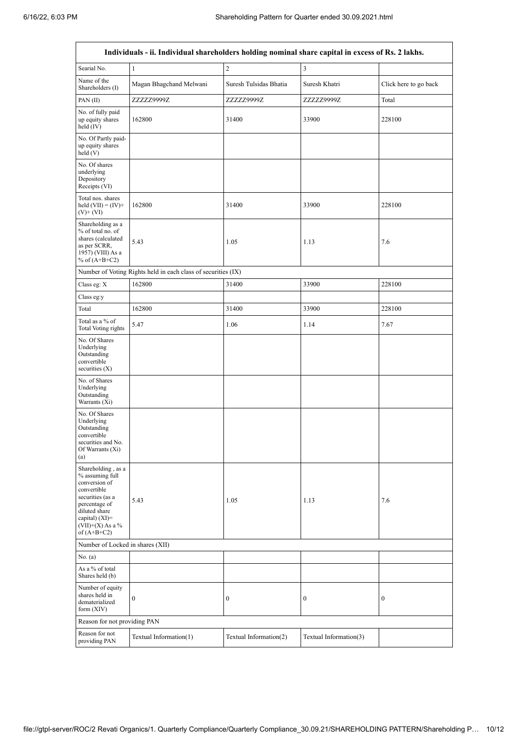| Individuals - ii. Individual shareholders holding nominal share capital in excess of Rs. 2 lakhs. | | | | |
|---|---|---|---|---|
| Searial No. | 1 | 2 | 3 | |
| Name of the Shareholders (I) | Magan Bhagchand Melwani | Suresh Tulsidas Bhatia | Suresh Khatri | Click here to go back |
| PAN (II) | ZZZZZ9999Z | ZZZZZ9999Z | ZZZZZ9999Z | Total |
| No. of fully paid up equity shares held (IV) | 162800 | 31400 | 33900 | 228100 |
| No. Of Partly paid-up equity shares held (V) | | | | |
| No. Of shares underlying Depository Receipts (VI) | | | | |
| Total nos. shares held (VII) = (IV)+ (V)+ (VI) | 162800 | 31400 | 33900 | 228100 |
| Shareholding as a % of total no. of shares (calculated as per SCRR, 1957) (VIII) As a % of (A+B+C2) | 5.43 | 1.05 | 1.13 | 7.6 |
| Number of Voting Rights held in each class of securities (IX) | | | | |
| Class eg: X | 162800 | 31400 | 33900 | 228100 |
| Class eg:y | | | | |
| Total | 162800 | 31400 | 33900 | 228100 |
| Total as a % of Total Voting rights | 5.47 | 1.06 | 1.14 | 7.67 |
| No. Of Shares Underlying Outstanding convertible securities (X) | | | | |
| No. of Shares Underlying Outstanding Warrants (Xi) | | | | |
| No. Of Shares Underlying Outstanding convertible securities and No. Of Warrants (Xi) (a) | | | | |
| Shareholding , as a % assuming full conversion of convertible securities (as a percentage of diluted share capital) (XI)= (VII)+(X) As a % of (A+B+C2) | 5.43 | 1.05 | 1.13 | 7.6 |
| Number of Locked in shares (XII) | | | | |
| No. (a) | | | | |
| As a % of total Shares held (b) | | | | |
| Number of equity shares held in dematerialized form (XIV) | 0 | 0 | 0 | 0 |
| Reason for not providing PAN | | | | |
| Reason for not providing PAN | Textual Information(1) | Textual Information(2) | Textual Information(3) | |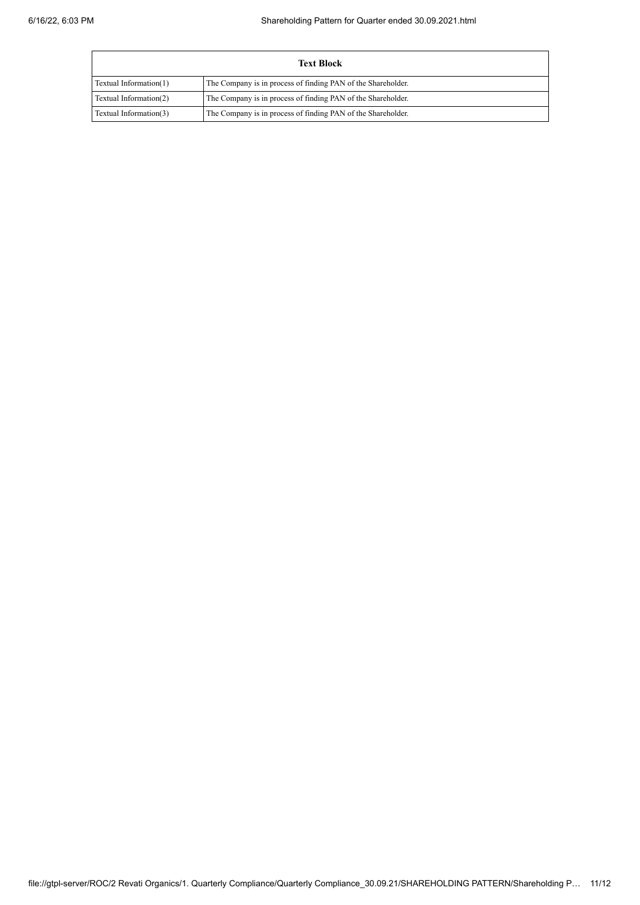| Text Block | |
|---|---|
| Textual Information(1) | The Company is in process of finding PAN of the Shareholder. |
| Textual Information(2) | The Company is in process of finding PAN of the Shareholder. |
| Textual Information(3) | The Company is in process of finding PAN of the Shareholder. |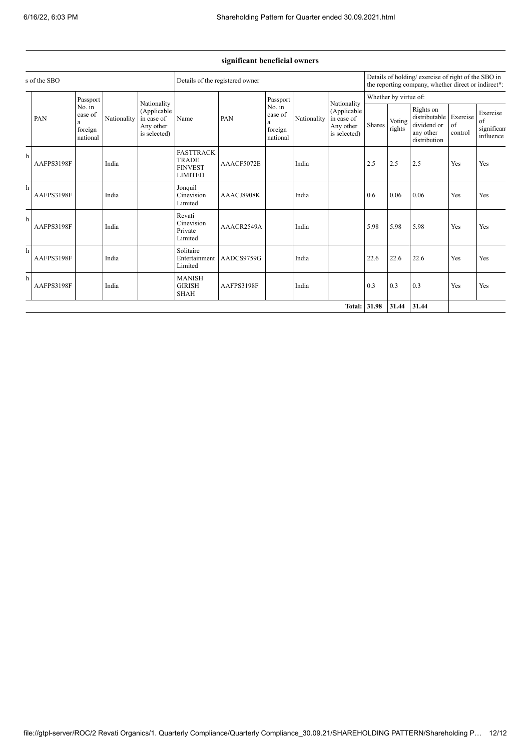## significant beneficial owners

| s of the SBO | | | | | Details of the registered owner | | | | | Details of holding/ exercise of right of the SBO in the reporting company, whether direct or indirect*: | | | | |
|---|---|---|---|---|---|---|---|---|---|---|---|---|---|---|
| | | | | | | | | | | Whether by virtue of: | | | | |
| | PAN | Passport No. in case of a foreign national | Nationality | Nationality (Applicable in case of Any other is selected) | Name | PAN | Passport No. in case of a foreign national | Nationality | Nationality (Applicable in case of Any other is selected) | Shares | Voting rights | Rights on distributable dividend or any other distribution | Exercise of control | Exercise of significan influence |
| h | AAFPS3198F | | India | | FASTTRACK TRADE FINVEST LIMITED | AAACF5072E | | India | | 2.5 | 2.5 | 2.5 | Yes | Yes |
| h | AAFPS3198F | | India | | Jonquil Cinevision Limited | AAACJ8908K | | India | | 0.6 | 0.06 | 0.06 | Yes | Yes |
| h | AAFPS3198F | | India | | Revati Cinevision Private Limited | AAACR2549A | | India | | 5.98 | 5.98 | 5.98 | Yes | Yes |
| h | AAFPS3198F | | India | | Solitaire Entertainment Limited | AADCS9759G | | India | | 22.6 | 22.6 | 22.6 | Yes | Yes |
| h | AAFPS3198F | | India | | MANISH GIRISH SHAH | AAFPS3198F | | India | | 0.3 | 0.3 | 0.3 | Yes | Yes |
| | | | | | | | | | **Total:** | **31.98** | **31.44** | **31.44** | | |